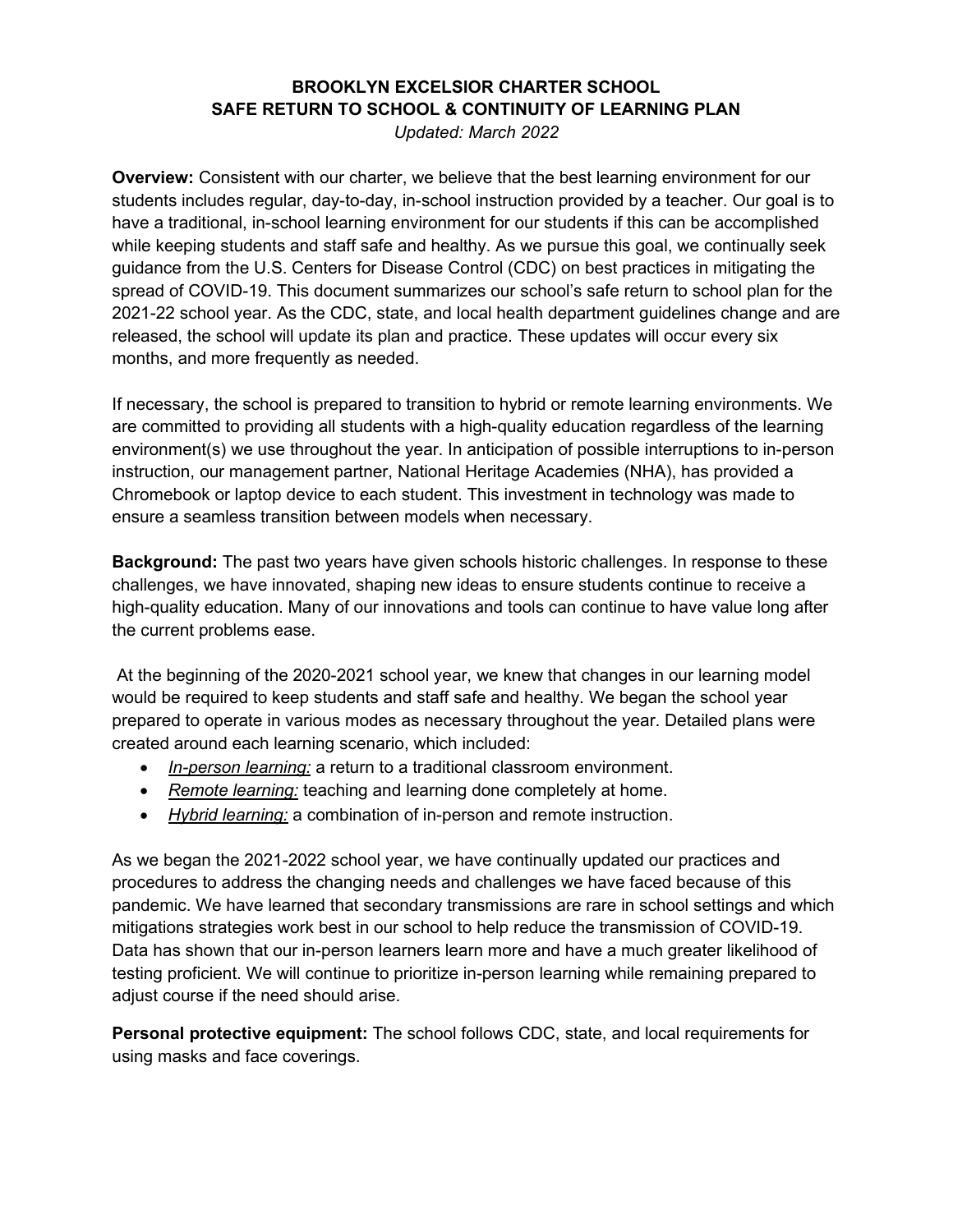# BROOKLYN EXCELSIOR CHARTER SCHOOL
## SAFE RETURN TO SCHOOL & CONTINUITY OF LEARNING PLAN

*Updated: March 2022*

**Overview:** Consistent with our charter, we believe that the best learning environment for our students includes regular, day-to-day, in-school instruction provided by a teacher. Our goal is to have a traditional, in-school learning environment for our students if this can be accomplished while keeping students and staff safe and healthy. As we pursue this goal, we continually seek guidance from the U.S. Centers for Disease Control (CDC) on best practices in mitigating the spread of COVID-19. This document summarizes our school's safe return to school plan for the 2021-22 school year. As the CDC, state, and local health department guidelines change and are released, the school will update its plan and practice. These updates will occur every six months, and more frequently as needed.

If necessary, the school is prepared to transition to hybrid or remote learning environments. We are committed to providing all students with a high-quality education regardless of the learning environment(s) we use throughout the year. In anticipation of possible interruptions to in-person instruction, our management partner, National Heritage Academies (NHA), has provided a Chromebook or laptop device to each student. This investment in technology was made to ensure a seamless transition between models when necessary.

**Background:** The past two years have given schools historic challenges. In response to these challenges, we have innovated, shaping new ideas to ensure students continue to receive a high-quality education. Many of our innovations and tools can continue to have value long after the current problems ease.

At the beginning of the 2020-2021 school year, we knew that changes in our learning model would be required to keep students and staff safe and healthy. We began the school year prepared to operate in various modes as necessary throughout the year. Detailed plans were created around each learning scenario, which included:

- *In-person learning:* a return to a traditional classroom environment.
- *Remote learning:* teaching and learning done completely at home.
- *Hybrid learning:* a combination of in-person and remote instruction.

As we began the 2021-2022 school year, we have continually updated our practices and procedures to address the changing needs and challenges we have faced because of this pandemic. We have learned that secondary transmissions are rare in school settings and which mitigations strategies work best in our school to help reduce the transmission of COVID-19. Data has shown that our in-person learners learn more and have a much greater likelihood of testing proficient. We will continue to prioritize in-person learning while remaining prepared to adjust course if the need should arise.

**Personal protective equipment:** The school follows CDC, state, and local requirements for using masks and face coverings.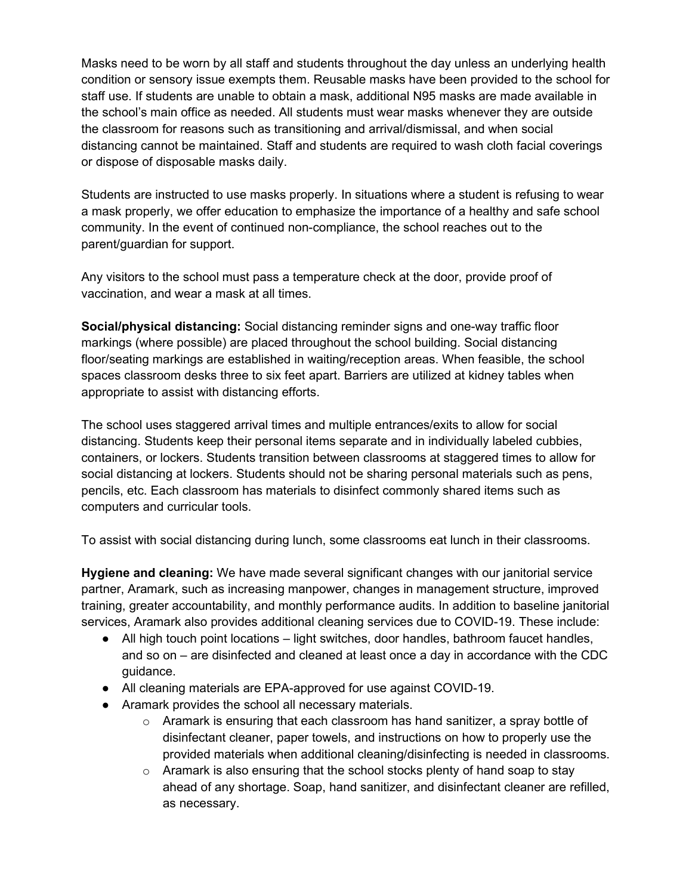Masks need to be worn by all staff and students throughout the day unless an underlying health condition or sensory issue exempts them. Reusable masks have been provided to the school for staff use. If students are unable to obtain a mask, additional N95 masks are made available in the school's main office as needed. All students must wear masks whenever they are outside the classroom for reasons such as transitioning and arrival/dismissal, and when social distancing cannot be maintained. Staff and students are required to wash cloth facial coverings or dispose of disposable masks daily.

Students are instructed to use masks properly. In situations where a student is refusing to wear a mask properly, we offer education to emphasize the importance of a healthy and safe school community. In the event of continued non-compliance, the school reaches out to the parent/guardian for support.

Any visitors to the school must pass a temperature check at the door, provide proof of vaccination, and wear a mask at all times.

**Social/physical distancing:** Social distancing reminder signs and one-way traffic floor markings (where possible) are placed throughout the school building. Social distancing floor/seating markings are established in waiting/reception areas. When feasible, the school spaces classroom desks three to six feet apart. Barriers are utilized at kidney tables when appropriate to assist with distancing efforts.

The school uses staggered arrival times and multiple entrances/exits to allow for social distancing. Students keep their personal items separate and in individually labeled cubbies, containers, or lockers. Students transition between classrooms at staggered times to allow for social distancing at lockers. Students should not be sharing personal materials such as pens, pencils, etc. Each classroom has materials to disinfect commonly shared items such as computers and curricular tools.

To assist with social distancing during lunch, some classrooms eat lunch in their classrooms.

**Hygiene and cleaning:** We have made several significant changes with our janitorial service partner, Aramark, such as increasing manpower, changes in management structure, improved training, greater accountability, and monthly performance audits. In addition to baseline janitorial services, Aramark also provides additional cleaning services due to COVID-19. These include:

- All high touch point locations – light switches, door handles, bathroom faucet handles, and so on – are disinfected and cleaned at least once a day in accordance with the CDC guidance.
- All cleaning materials are EPA-approved for use against COVID-19.
- Aramark provides the school all necessary materials.
  - Aramark is ensuring that each classroom has hand sanitizer, a spray bottle of disinfectant cleaner, paper towels, and instructions on how to properly use the provided materials when additional cleaning/disinfecting is needed in classrooms.
  - Aramark is also ensuring that the school stocks plenty of hand soap to stay ahead of any shortage. Soap, hand sanitizer, and disinfectant cleaner are refilled, as necessary.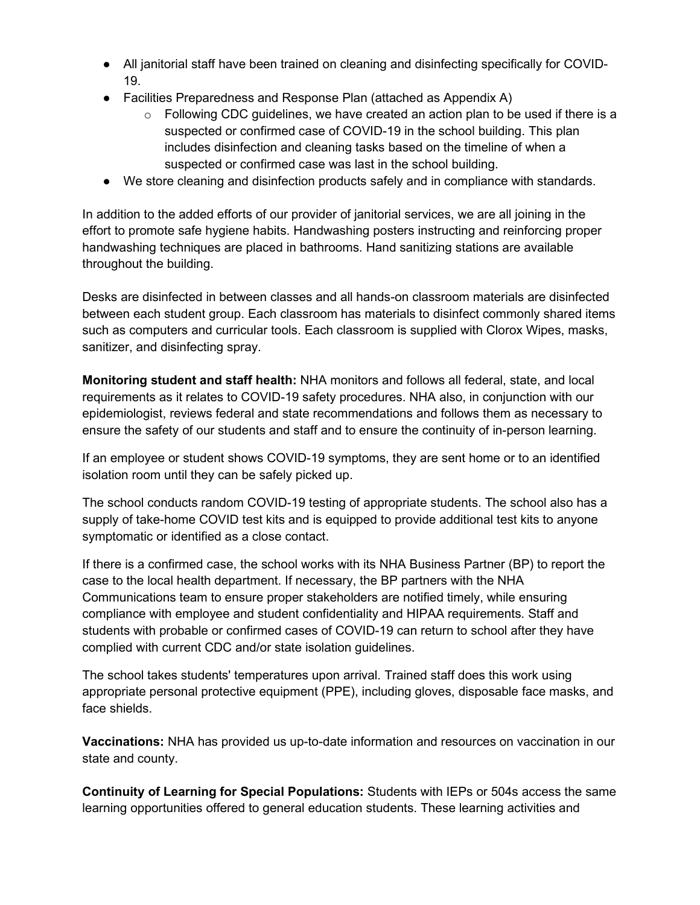- All janitorial staff have been trained on cleaning and disinfecting specifically for COVID-19.
- Facilities Preparedness and Response Plan (attached as Appendix A)
  - Following CDC guidelines, we have created an action plan to be used if there is a suspected or confirmed case of COVID-19 in the school building. This plan includes disinfection and cleaning tasks based on the timeline of when a suspected or confirmed case was last in the school building.
- We store cleaning and disinfection products safely and in compliance with standards.

In addition to the added efforts of our provider of janitorial services, we are all joining in the effort to promote safe hygiene habits. Handwashing posters instructing and reinforcing proper handwashing techniques are placed in bathrooms. Hand sanitizing stations are available throughout the building.

Desks are disinfected in between classes and all hands-on classroom materials are disinfected between each student group. Each classroom has materials to disinfect commonly shared items such as computers and curricular tools. Each classroom is supplied with Clorox Wipes, masks, sanitizer, and disinfecting spray.

**Monitoring student and staff health:** NHA monitors and follows all federal, state, and local requirements as it relates to COVID-19 safety procedures. NHA also, in conjunction with our epidemiologist, reviews federal and state recommendations and follows them as necessary to ensure the safety of our students and staff and to ensure the continuity of in-person learning.

If an employee or student shows COVID-19 symptoms, they are sent home or to an identified isolation room until they can be safely picked up.

The school conducts random COVID-19 testing of appropriate students. The school also has a supply of take-home COVID test kits and is equipped to provide additional test kits to anyone symptomatic or identified as a close contact.

If there is a confirmed case, the school works with its NHA Business Partner (BP) to report the case to the local health department. If necessary, the BP partners with the NHA Communications team to ensure proper stakeholders are notified timely, while ensuring compliance with employee and student confidentiality and HIPAA requirements. Staff and students with probable or confirmed cases of COVID-19 can return to school after they have complied with current CDC and/or state isolation guidelines.

The school takes students' temperatures upon arrival. Trained staff does this work using appropriate personal protective equipment (PPE), including gloves, disposable face masks, and face shields.

**Vaccinations:** NHA has provided us up-to-date information and resources on vaccination in our state and county.

**Continuity of Learning for Special Populations:** Students with IEPs or 504s access the same learning opportunities offered to general education students. These learning activities and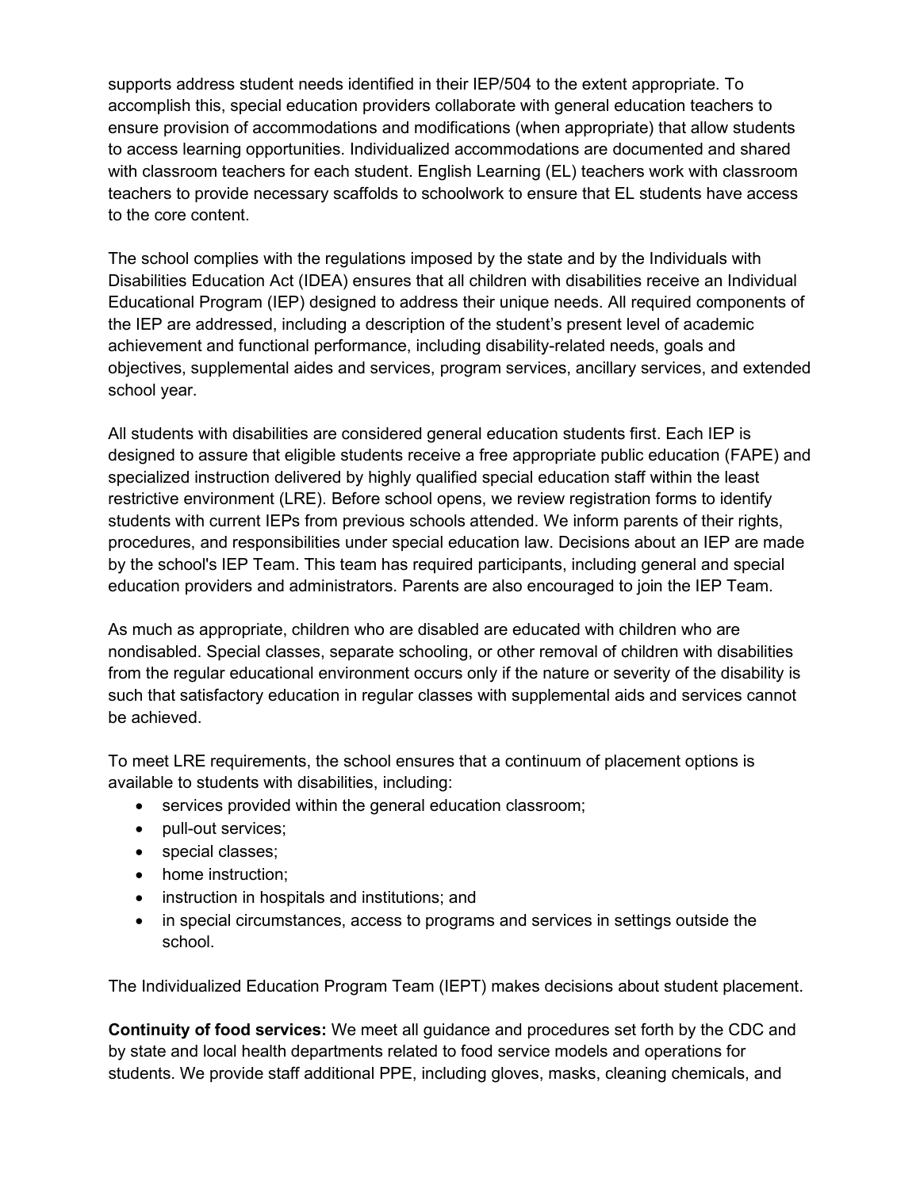supports address student needs identified in their IEP/504 to the extent appropriate. To accomplish this, special education providers collaborate with general education teachers to ensure provision of accommodations and modifications (when appropriate) that allow students to access learning opportunities. Individualized accommodations are documented and shared with classroom teachers for each student. English Learning (EL) teachers work with classroom teachers to provide necessary scaffolds to schoolwork to ensure that EL students have access to the core content.

The school complies with the regulations imposed by the state and by the Individuals with Disabilities Education Act (IDEA) ensures that all children with disabilities receive an Individual Educational Program (IEP) designed to address their unique needs. All required components of the IEP are addressed, including a description of the student's present level of academic achievement and functional performance, including disability-related needs, goals and objectives, supplemental aides and services, program services, ancillary services, and extended school year.

All students with disabilities are considered general education students first. Each IEP is designed to assure that eligible students receive a free appropriate public education (FAPE) and specialized instruction delivered by highly qualified special education staff within the least restrictive environment (LRE). Before school opens, we review registration forms to identify students with current IEPs from previous schools attended. We inform parents of their rights, procedures, and responsibilities under special education law. Decisions about an IEP are made by the school's IEP Team. This team has required participants, including general and special education providers and administrators. Parents are also encouraged to join the IEP Team.

As much as appropriate, children who are disabled are educated with children who are nondisabled. Special classes, separate schooling, or other removal of children with disabilities from the regular educational environment occurs only if the nature or severity of the disability is such that satisfactory education in regular classes with supplemental aids and services cannot be achieved.

To meet LRE requirements, the school ensures that a continuum of placement options is available to students with disabilities, including:

- services provided within the general education classroom;
- pull-out services;
- special classes;
- home instruction;
- instruction in hospitals and institutions; and
- in special circumstances, access to programs and services in settings outside the school.

The Individualized Education Program Team (IEPT) makes decisions about student placement.

**Continuity of food services:** We meet all guidance and procedures set forth by the CDC and by state and local health departments related to food service models and operations for students. We provide staff additional PPE, including gloves, masks, cleaning chemicals, and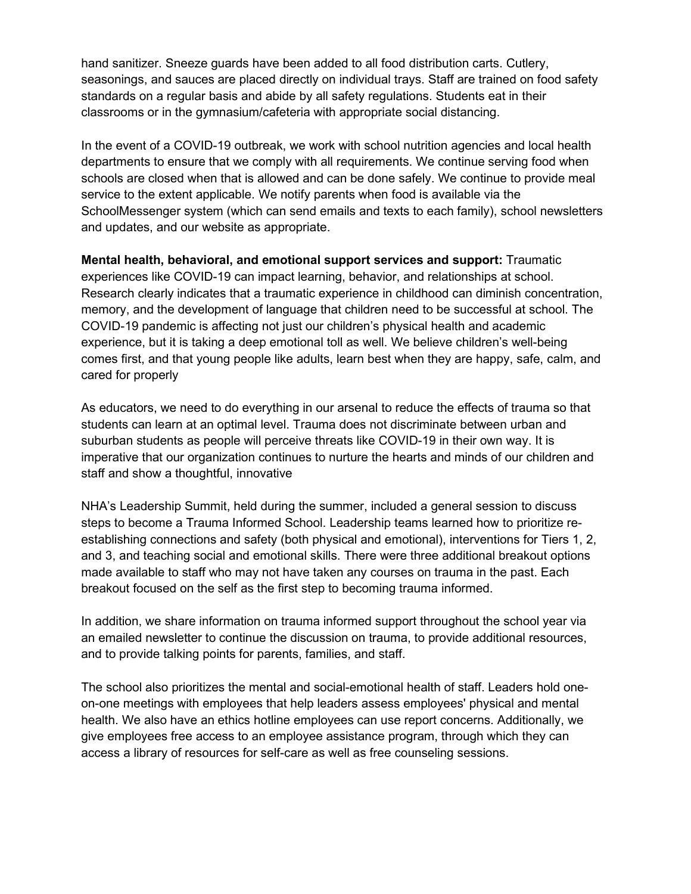hand sanitizer. Sneeze guards have been added to all food distribution carts. Cutlery, seasonings, and sauces are placed directly on individual trays. Staff are trained on food safety standards on a regular basis and abide by all safety regulations. Students eat in their classrooms or in the gymnasium/cafeteria with appropriate social distancing.

In the event of a COVID-19 outbreak, we work with school nutrition agencies and local health departments to ensure that we comply with all requirements. We continue serving food when schools are closed when that is allowed and can be done safely. We continue to provide meal service to the extent applicable. We notify parents when food is available via the SchoolMessenger system (which can send emails and texts to each family), school newsletters and updates, and our website as appropriate.

**Mental health, behavioral, and emotional support services and support:** Traumatic experiences like COVID-19 can impact learning, behavior, and relationships at school. Research clearly indicates that a traumatic experience in childhood can diminish concentration, memory, and the development of language that children need to be successful at school. The COVID-19 pandemic is affecting not just our children's physical health and academic experience, but it is taking a deep emotional toll as well. We believe children's well-being comes first, and that young people like adults, learn best when they are happy, safe, calm, and cared for properly

As educators, we need to do everything in our arsenal to reduce the effects of trauma so that students can learn at an optimal level. Trauma does not discriminate between urban and suburban students as people will perceive threats like COVID-19 in their own way. It is imperative that our organization continues to nurture the hearts and minds of our children and staff and show a thoughtful, innovative

NHA's Leadership Summit, held during the summer, included a general session to discuss steps to become a Trauma Informed School. Leadership teams learned how to prioritize re-establishing connections and safety (both physical and emotional), interventions for Tiers 1, 2, and 3, and teaching social and emotional skills. There were three additional breakout options made available to staff who may not have taken any courses on trauma in the past. Each breakout focused on the self as the first step to becoming trauma informed.

In addition, we share information on trauma informed support throughout the school year via an emailed newsletter to continue the discussion on trauma, to provide additional resources, and to provide talking points for parents, families, and staff.

The school also prioritizes the mental and social-emotional health of staff. Leaders hold one-on-one meetings with employees that help leaders assess employees' physical and mental health. We also have an ethics hotline employees can use report concerns. Additionally, we give employees free access to an employee assistance program, through which they can access a library of resources for self-care as well as free counseling sessions.